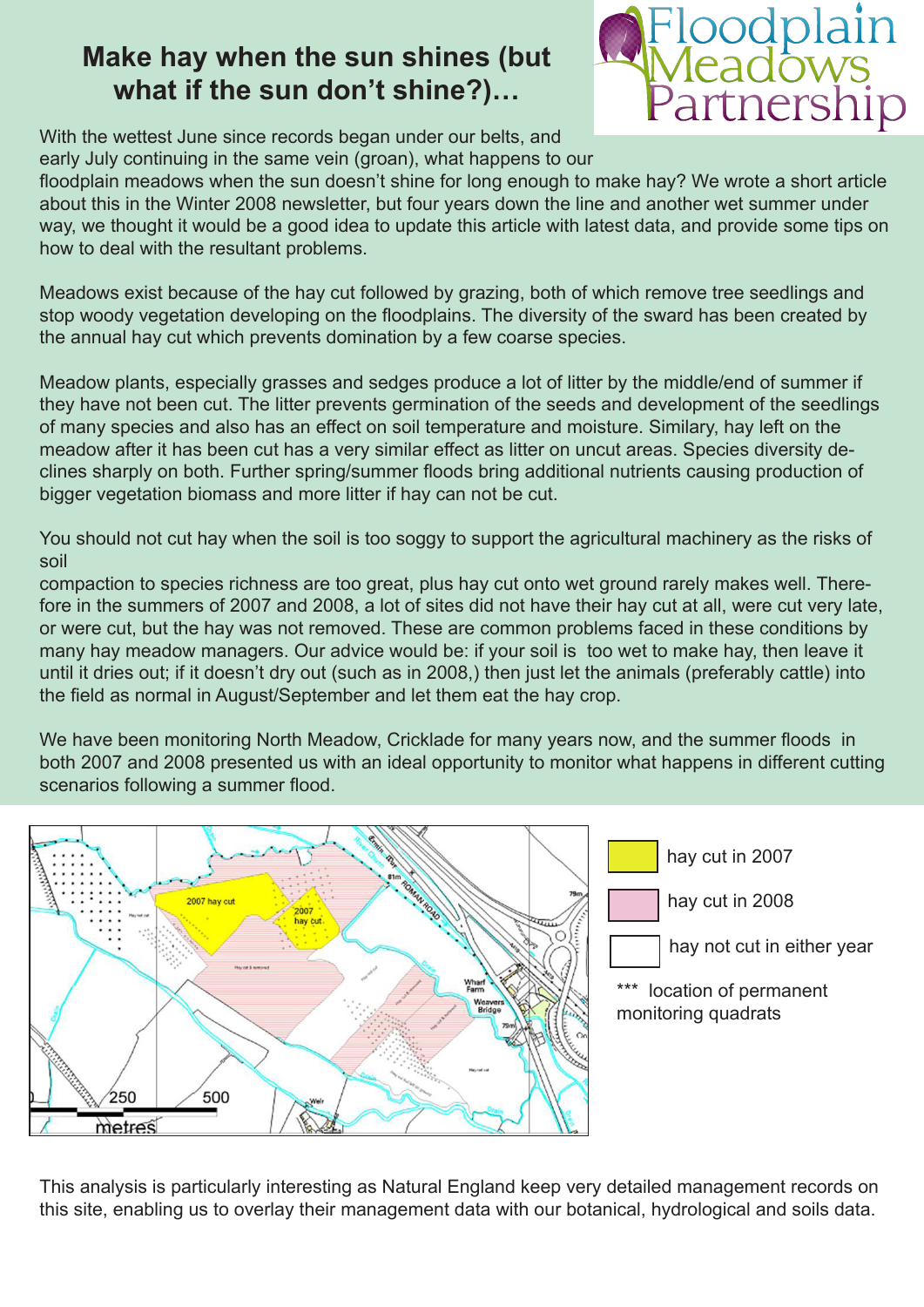# Make hay when the sun shines (but what if the sun don't shine?)…

Floodplain Meadows Partnership

With the wettest June since records began under our belts, and early July continuing in the same vein (groan), what happens to our floodplain meadows when the sun doesn't shine for long enough to make hay? We wrote a short article about this in the Winter 2008 newsletter, but four years down the line and another wet summer under way, we thought it would be a good idea to update this article with latest data, and provide some tips on how to deal with the resultant problems.

Meadows exist because of the hay cut followed by grazing, both of which remove tree seedlings and stop woody vegetation developing on the floodplains. The diversity of the sward has been created by the annual hay cut which prevents domination by a few coarse species.

Meadow plants, especially grasses and sedges produce a lot of litter by the middle/end of summer if they have not been cut. The litter prevents germination of the seeds and development of the seedlings of many species and also has an effect on soil temperature and moisture. Similary, hay left on the meadow after it has been cut has a very similar effect as litter on uncut areas. Species diversity declines sharply on both. Further spring/summer floods bring additional nutrients causing production of bigger vegetation biomass and more litter if hay can not be cut.

You should not cut hay when the soil is too soggy to support the agricultural machinery as the risks of soil compaction to species richness are too great, plus hay cut onto wet ground rarely makes well. Therefore in the summers of 2007 and 2008, a lot of sites did not have their hay cut at all, were cut very late, or were cut, but the hay was not removed. These are common problems faced in these conditions by many hay meadow managers. Our advice would be: if your soil is too wet to make hay, then leave it until it dries out; if it doesn't dry out (such as in 2008,) then just let the animals (preferably cattle) into the field as normal in August/September and let them eat the hay crop.

We have been monitoring North Meadow, Cricklade for many years now, and the summer floods in both 2007 and 2008 presented us with an ideal opportunity to monitor what happens in different cutting scenarios following a summer flood.

- hay cut in 2007
- hay cut in 2008
- hay not cut in either year
- *** location of permanent monitoring quadrats

This analysis is particularly interesting as Natural England keep very detailed management records on this site, enabling us to overlay their management data with our botanical, hydrological and soils data.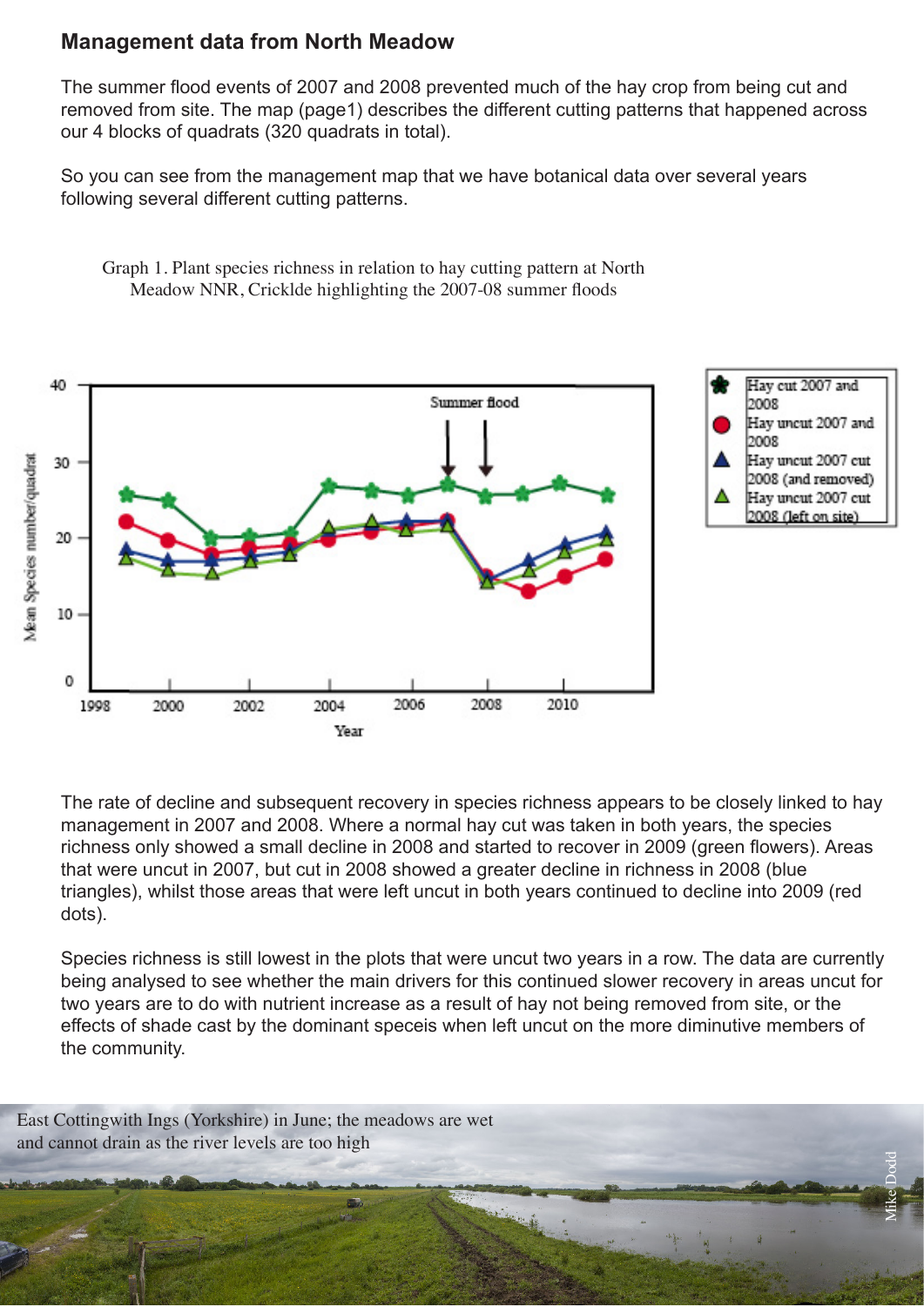## Management data from North Meadow

The summer flood events of 2007 and 2008 prevented much of the hay crop from being cut and removed from site. The map (page1) describes the different cutting patterns that happened across our 4 blocks of quadrats (320 quadrats in total).

So you can see from the management map that we have botanical data over several years following several different cutting patterns.

Graph 1. Plant species richness in relation to hay cutting pattern at North Meadow NNR, Cricklde highlighting the 2007-08 summer floods

The rate of decline and subsequent recovery in species richness appears to be closely linked to hay management in 2007 and 2008. Where a normal hay cut was taken in both years, the species richness only showed a small decline in 2008 and started to recover in 2009 (green flowers). Areas that were uncut in 2007, but cut in 2008 showed a greater decline in richness in 2008 (blue triangles), whilst those areas that were left uncut in both years continued to decline into 2009 (red dots).

Species richness is still lowest in the plots that were uncut two years in a row. The data are currently being analysed to see whether the main drivers for this continued slower recovery in areas uncut for two years are to do with nutrient increase as a result of hay not being removed from site, or the effects of shade cast by the dominant speceis when left uncut on the more diminutive members of the community.

East Cottingwith Ings (Yorkshire) in June; the meadows are wet and cannot drain as the river levels are too high

Mike Dodd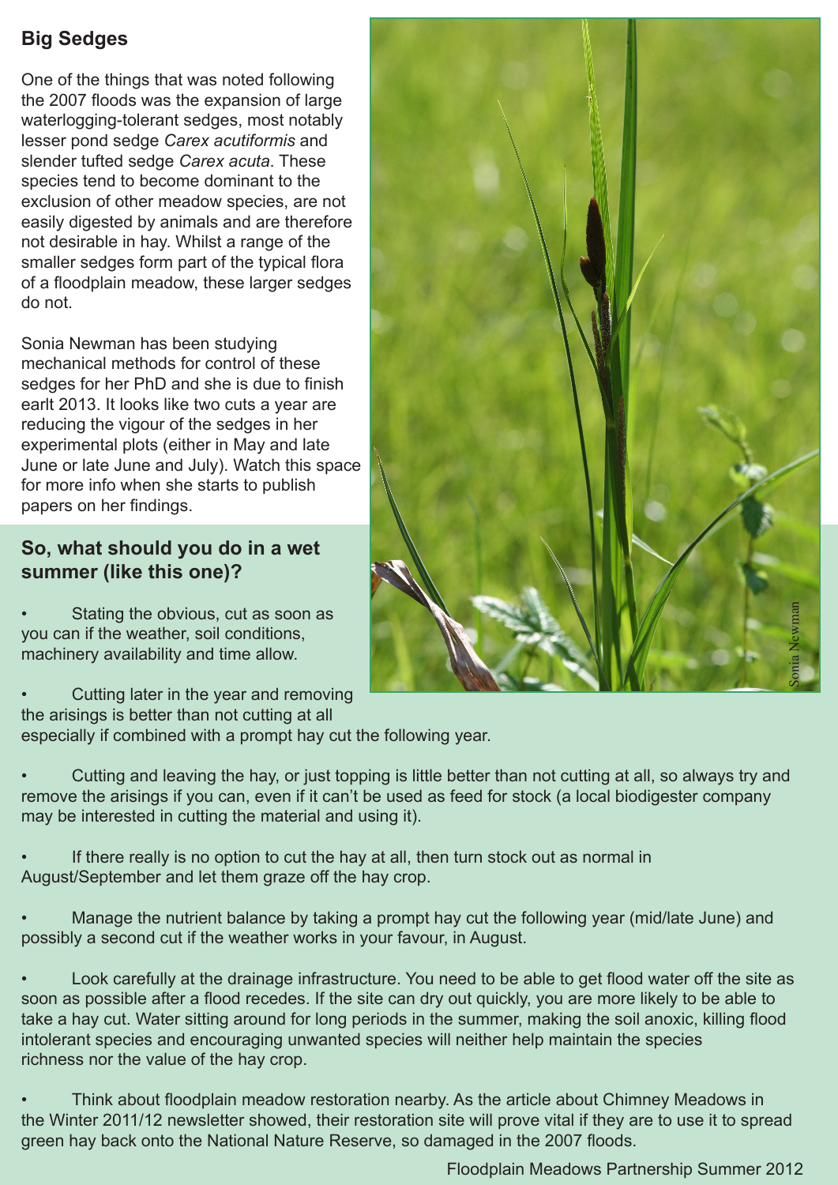## Big Sedges

One of the things that was noted following the 2007 floods was the expansion of large waterlogging-tolerant sedges, most notably lesser pond sedge *Carex acutiformis* and slender tufted sedge *Carex acuta*. These species tend to become dominant to the exclusion of other meadow species, are not easily digested by animals and are therefore not desirable in hay. Whilst a range of the smaller sedges form part of the typical flora of a floodplain meadow, these larger sedges do not.

Sonia Newman has been studying mechanical methods for control of these sedges for her PhD and she is due to finish earlt 2013. It looks like two cuts a year are reducing the vigour of the sedges in her experimental plots (either in May and late June or late June and July). Watch this space for more info when she starts to publish papers on her findings.

Sonia Newman

## So, what should you do in a wet summer (like this one)?

- Stating the obvious, cut as soon as you can if the weather, soil conditions, machinery availability and time allow.
- Cutting later in the year and removing the arisings is better than not cutting at all especially if combined with a prompt hay cut the following year.
- Cutting and leaving the hay, or just topping is little better than not cutting at all, so always try and remove the arisings if you can, even if it can't be used as feed for stock (a local biodigester company may be interested in cutting the material and using it).
- If there really is no option to cut the hay at all, then turn stock out as normal in August/September and let them graze off the hay crop.
- Manage the nutrient balance by taking a prompt hay cut the following year (mid/late June) and possibly a second cut if the weather works in your favour, in August.
- Look carefully at the drainage infrastructure. You need to be able to get flood water off the site as soon as possible after a flood recedes. If the site can dry out quickly, you are more likely to be able to take a hay cut. Water sitting around for long periods in the summer, making the soil anoxic, killing flood intolerant species and encouraging unwanted species will neither help maintain the species richness nor the value of the hay crop.
- Think about floodplain meadow restoration nearby. As the article about Chimney Meadows in the Winter 2011/12 newsletter showed, their restoration site will prove vital if they are to use it to spread green hay back onto the National Nature Reserve, so damaged in the 2007 floods.